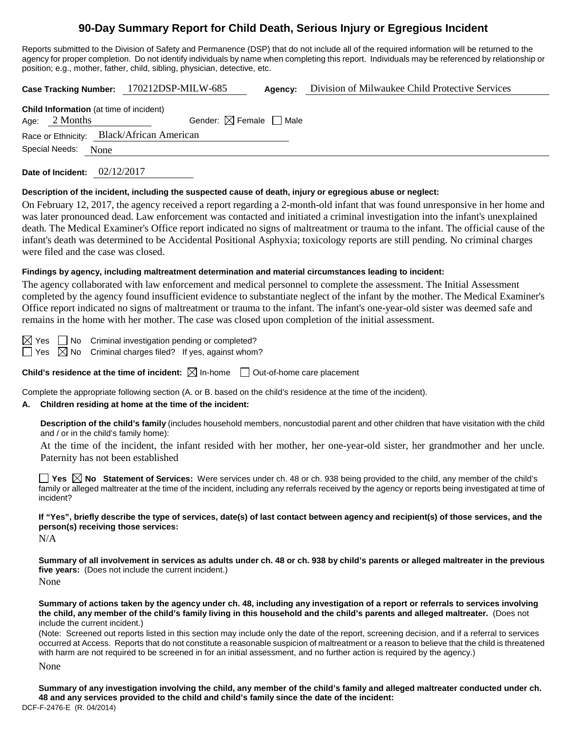# 90-Day Summary Report for Child Death, Serious Injury or Egregious Incident

Reports submitted to the Division of Safety and Permanence (DSP) that do not include all of the required information will be returned to the agency for proper completion. Do not identify individuals by name when completing this report. Individuals may be referenced by relationship or position; e.g., mother, father, child, sibling, physician, detective, etc.

**Case Tracking Number:** 170212DSP-MILW-685 **Agency:** Division of Milwaukee Child Protective Services

**Child Information** (at time of incident)

Age: 2 Months Gender: ☒ Female ☐ Male

Race or Ethnicity: Black/African American

Special Needs: None

**Date of Incident:** 02/12/2017

**Description of the incident, including the suspected cause of death, injury or egregious abuse or neglect:**

On February 12, 2017, the agency received a report regarding a 2-month-old infant that was found unresponsive in her home and was later pronounced dead. Law enforcement was contacted and initiated a criminal investigation into the infant's unexplained death. The Medical Examiner's Office report indicated no signs of maltreatment or trauma to the infant. The official cause of the infant's death was determined to be Accidental Positional Asphyxia; toxicology reports are still pending. No criminal charges were filed and the case was closed.

**Findings by agency, including maltreatment determination and material circumstances leading to incident:**

The agency collaborated with law enforcement and medical personnel to complete the assessment. The Initial Assessment completed by the agency found insufficient evidence to substantiate neglect of the infant by the mother. The Medical Examiner's Office report indicated no signs of maltreatment or trauma to the infant. The infant's one-year-old sister was deemed safe and remains in the home with her mother. The case was closed upon completion of the initial assessment.

☒ Yes ☐ No Criminal investigation pending or completed?

☐ Yes ☒ No Criminal charges filed? If yes, against whom?

**Child's residence at the time of incident:** ☒ In-home ☐ Out-of-home care placement

Complete the appropriate following section (A. or B. based on the child's residence at the time of the incident).

**A. Children residing at home at the time of the incident:**

**Description of the child's family** (includes household members, noncustodial parent and other children that have visitation with the child and / or in the child's family home):

At the time of the incident, the infant resided with her mother, her one-year-old sister, her grandmother and her uncle. Paternity has not been established

☐ **Yes** ☒ **No Statement of Services:** Were services under ch. 48 or ch. 938 being provided to the child, any member of the child's family or alleged maltreater at the time of the incident, including any referrals received by the agency or reports being investigated at time of incident?

**If "Yes", briefly describe the type of services, date(s) of last contact between agency and recipient(s) of those services, and the person(s) receiving those services:**

N/A

**Summary of all involvement in services as adults under ch. 48 or ch. 938 by child's parents or alleged maltreater in the previous five years:** (Does not include the current incident.)

None

**Summary of actions taken by the agency under ch. 48, including any investigation of a report or referrals to services involving the child, any member of the child's family living in this household and the child's parents and alleged maltreater.** (Does not include the current incident.)

(Note: Screened out reports listed in this section may include only the date of the report, screening decision, and if a referral to services occurred at Access. Reports that do not constitute a reasonable suspicion of maltreatment or a reason to believe that the child is threatened with harm are not required to be screened in for an initial assessment, and no further action is required by the agency.)

None

**Summary of any investigation involving the child, any member of the child's family and alleged maltreater conducted under ch. 48 and any services provided to the child and child's family since the date of the incident:**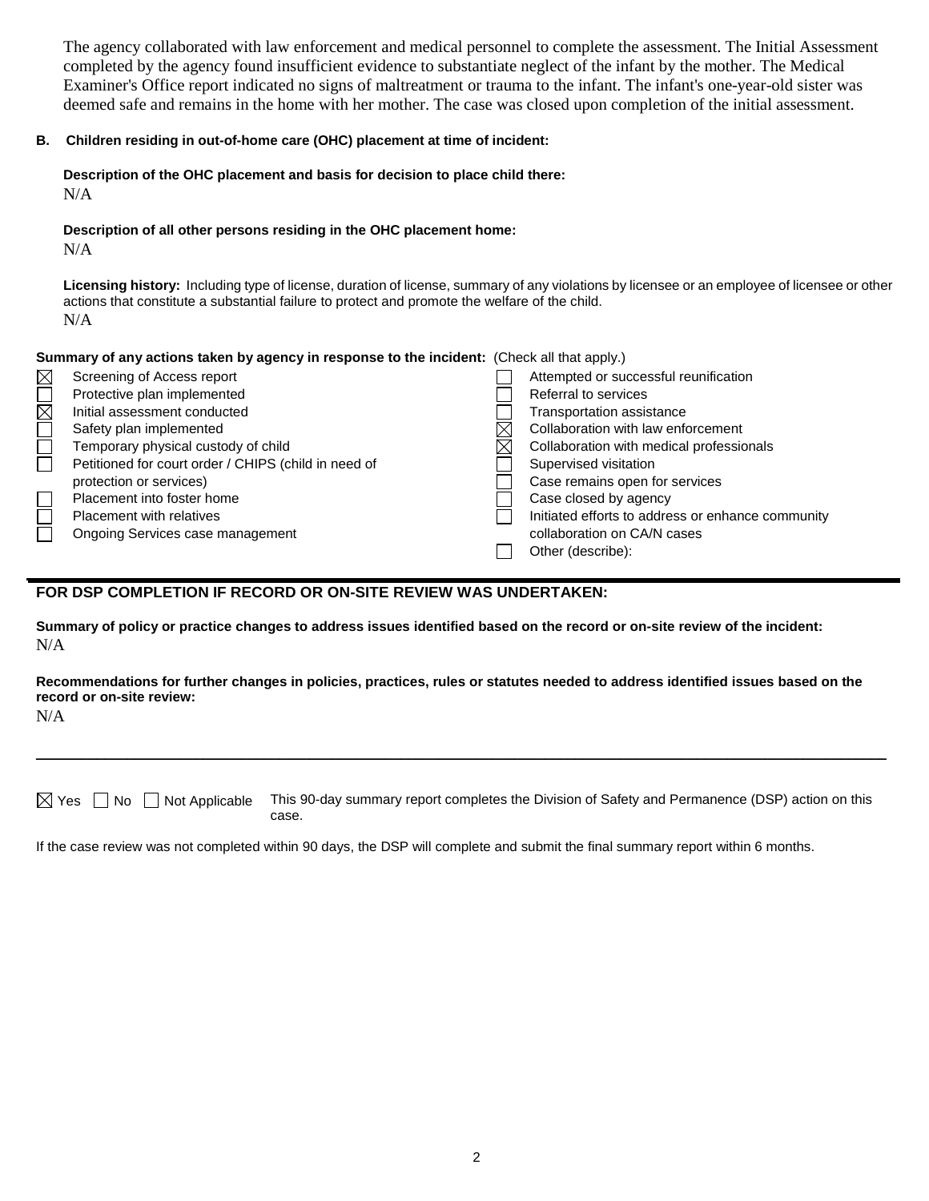The agency collaborated with law enforcement and medical personnel to complete the assessment. The Initial Assessment completed by the agency found insufficient evidence to substantiate neglect of the infant by the mother. The Medical Examiner's Office report indicated no signs of maltreatment or trauma to the infant. The infant's one-year-old sister was deemed safe and remains in the home with her mother. The case was closed upon completion of the initial assessment.

**B. Children residing in out-of-home care (OHC) placement at time of incident:**

**Description of the OHC placement and basis for decision to place child there:**
N/A

**Description of all other persons residing in the OHC placement home:**
N/A

**Licensing history:** Including type of license, duration of license, summary of any violations by licensee or an employee of licensee or other actions that constitute a substantial failure to protect and promote the welfare of the child.
N/A

**Summary of any actions taken by agency in response to the incident:** (Check all that apply.)

- [x] Screening of Access report
- [ ] Protective plan implemented
- [x] Initial assessment conducted
- [ ] Safety plan implemented
- [ ] Temporary physical custody of child
- [ ] Petitioned for court order / CHIPS (child in need of protection or services)
- [ ] Placement into foster home
- [ ] Placement with relatives
- [ ] Ongoing Services case management
- [ ] Attempted or successful reunification
- [ ] Referral to services
- [ ] Transportation assistance
- [x] Collaboration with law enforcement
- [x] Collaboration with medical professionals
- [ ] Supervised visitation
- [ ] Case remains open for services
- [ ] Case closed by agency
- [ ] Initiated efforts to address or enhance community collaboration on CA/N cases
- [ ] Other (describe):

## FOR DSP COMPLETION IF RECORD OR ON-SITE REVIEW WAS UNDERTAKEN:

**Summary of policy or practice changes to address issues identified based on the record or on-site review of the incident:**
N/A

**Recommendations for further changes in policies, practices, rules or statutes needed to address identified issues based on the record or on-site review:**
N/A

---

[x] Yes [ ] No [ ] Not Applicable — This 90-day summary report completes the Division of Safety and Permanence (DSP) action on this case.

If the case review was not completed within 90 days, the DSP will complete and submit the final summary report within 6 months.